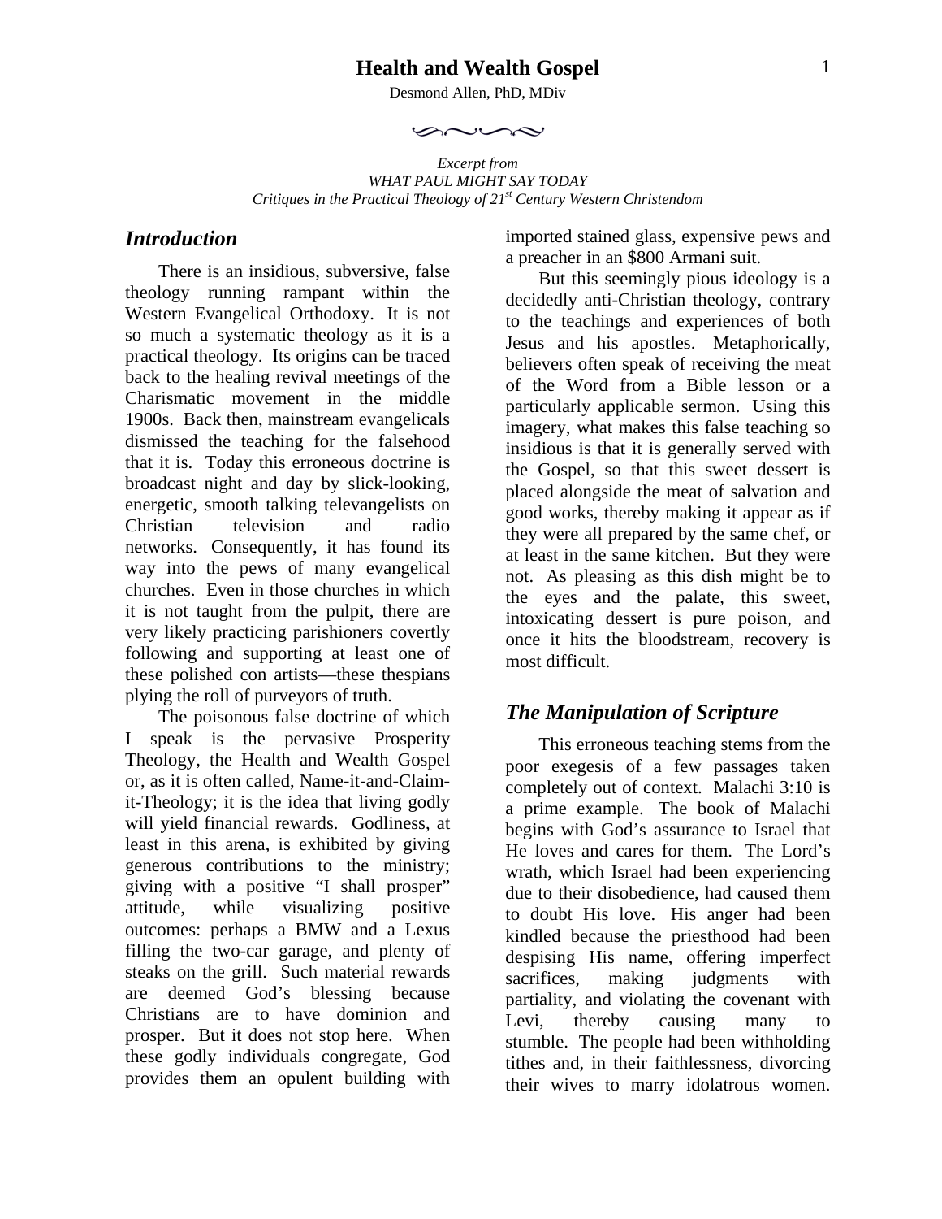# Health and Wealth Gospel

Desmond Allen, PhD, MDiv

*Excerpt from*
*WHAT PAUL MIGHT SAY TODAY*
*Critiques in the Practical Theology of 21st Century Western Christendom*

## *Introduction*

There is an insidious, subversive, false theology running rampant within the Western Evangelical Orthodoxy. It is not so much a systematic theology as it is a practical theology. Its origins can be traced back to the healing revival meetings of the Charismatic movement in the middle 1900s. Back then, mainstream evangelicals dismissed the teaching for the falsehood that it is. Today this erroneous doctrine is broadcast night and day by slick-looking, energetic, smooth talking televangelists on Christian television and radio networks. Consequently, it has found its way into the pews of many evangelical churches. Even in those churches in which it is not taught from the pulpit, there are very likely practicing parishioners covertly following and supporting at least one of these polished con artists—these thespians plying the roll of purveyors of truth.

The poisonous false doctrine of which I speak is the pervasive Prosperity Theology, the Health and Wealth Gospel or, as it is often called, Name-it-and-Claim-it-Theology; it is the idea that living godly will yield financial rewards. Godliness, at least in this arena, is exhibited by giving generous contributions to the ministry; giving with a positive "I shall prosper" attitude, while visualizing positive outcomes: perhaps a BMW and a Lexus filling the two-car garage, and plenty of steaks on the grill. Such material rewards are deemed God's blessing because Christians are to have dominion and prosper. But it does not stop here. When these godly individuals congregate, God provides them an opulent building with imported stained glass, expensive pews and a preacher in an $800 Armani suit.

But this seemingly pious ideology is a decidedly anti-Christian theology, contrary to the teachings and experiences of both Jesus and his apostles. Metaphorically, believers often speak of receiving the meat of the Word from a Bible lesson or a particularly applicable sermon. Using this imagery, what makes this false teaching so insidious is that it is generally served with the Gospel, so that this sweet dessert is placed alongside the meat of salvation and good works, thereby making it appear as if they were all prepared by the same chef, or at least in the same kitchen. But they were not. As pleasing as this dish might be to the eyes and the palate, this sweet, intoxicating dessert is pure poison, and once it hits the bloodstream, recovery is most difficult.

## *The Manipulation of Scripture*

This erroneous teaching stems from the poor exegesis of a few passages taken completely out of context. Malachi 3:10 is a prime example. The book of Malachi begins with God's assurance to Israel that He loves and cares for them. The Lord's wrath, which Israel had been experiencing due to their disobedience, had caused them to doubt His love. His anger had been kindled because the priesthood had been despising His name, offering imperfect sacrifices, making judgments with partiality, and violating the covenant with Levi, thereby causing many to stumble. The people had been withholding tithes and, in their faithlessness, divorcing their wives to marry idolatrous women.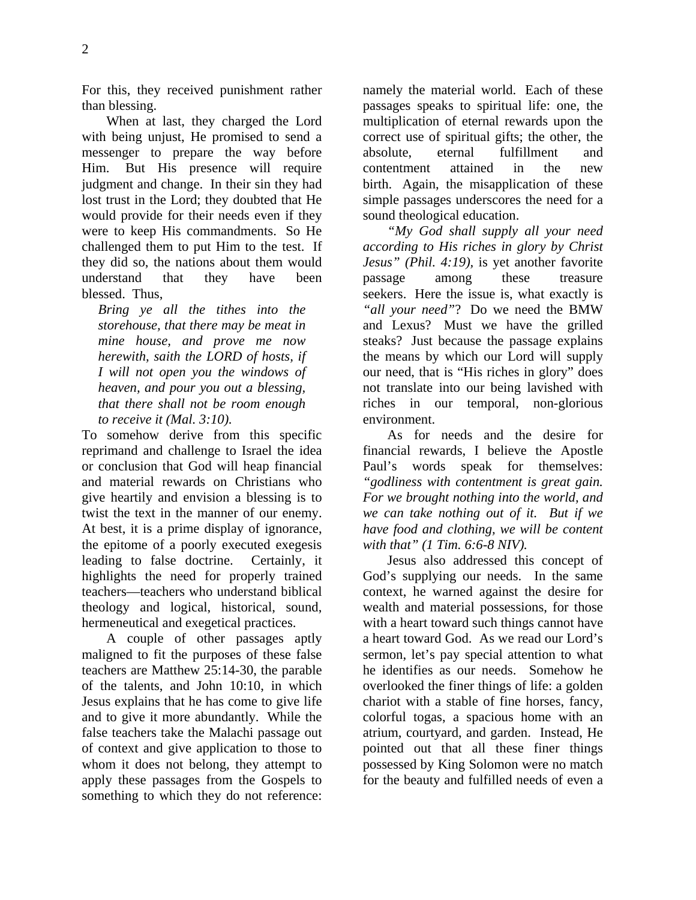For this, they received punishment rather than blessing.

When at last, they charged the Lord with being unjust, He promised to send a messenger to prepare the way before Him. But His presence will require judgment and change. In their sin they had lost trust in the Lord; they doubted that He would provide for their needs even if they were to keep His commandments. So He challenged them to put Him to the test. If they did so, the nations about them would understand that they have been blessed. Thus,

> *Bring ye all the tithes into the storehouse, that there may be meat in mine house, and prove me now herewith, saith the LORD of hosts, if I will not open you the windows of heaven, and pour you out a blessing, that there shall not be room enough to receive it (Mal. 3:10).*

To somehow derive from this specific reprimand and challenge to Israel the idea or conclusion that God will heap financial and material rewards on Christians who give heartily and envision a blessing is to twist the text in the manner of our enemy. At best, it is a prime display of ignorance, the epitome of a poorly executed exegesis leading to false doctrine. Certainly, it highlights the need for properly trained teachers—teachers who understand biblical theology and logical, historical, sound, hermeneutical and exegetical practices.

A couple of other passages aptly maligned to fit the purposes of these false teachers are Matthew 25:14-30, the parable of the talents, and John 10:10, in which Jesus explains that he has come to give life and to give it more abundantly. While the false teachers take the Malachi passage out of context and give application to those to whom it does not belong, they attempt to apply these passages from the Gospels to something to which they do not reference: namely the material world. Each of these passages speaks to spiritual life: one, the multiplication of eternal rewards upon the correct use of spiritual gifts; the other, the absolute, eternal fulfillment and contentment attained in the new birth. Again, the misapplication of these simple passages underscores the need for a sound theological education.

*"My God shall supply all your need according to His riches in glory by Christ Jesus" (Phil. 4:19)*, is yet another favorite passage among these treasure seekers. Here the issue is, what exactly is *"all your need"*? Do we need the BMW and Lexus? Must we have the grilled steaks? Just because the passage explains the means by which our Lord will supply our need, that is "His riches in glory" does not translate into our being lavished with riches in our temporal, non-glorious environment.

As for needs and the desire for financial rewards, I believe the Apostle Paul's words speak for themselves: *"godliness with contentment is great gain. For we brought nothing into the world, and we can take nothing out of it. But if we have food and clothing, we will be content with that" (1 Tim. 6:6-8 NIV).*

Jesus also addressed this concept of God's supplying our needs. In the same context, he warned against the desire for wealth and material possessions, for those with a heart toward such things cannot have a heart toward God. As we read our Lord's sermon, let's pay special attention to what he identifies as our needs. Somehow he overlooked the finer things of life: a golden chariot with a stable of fine horses, fancy, colorful togas, a spacious home with an atrium, courtyard, and garden. Instead, He pointed out that all these finer things possessed by King Solomon were no match for the beauty and fulfilled needs of even a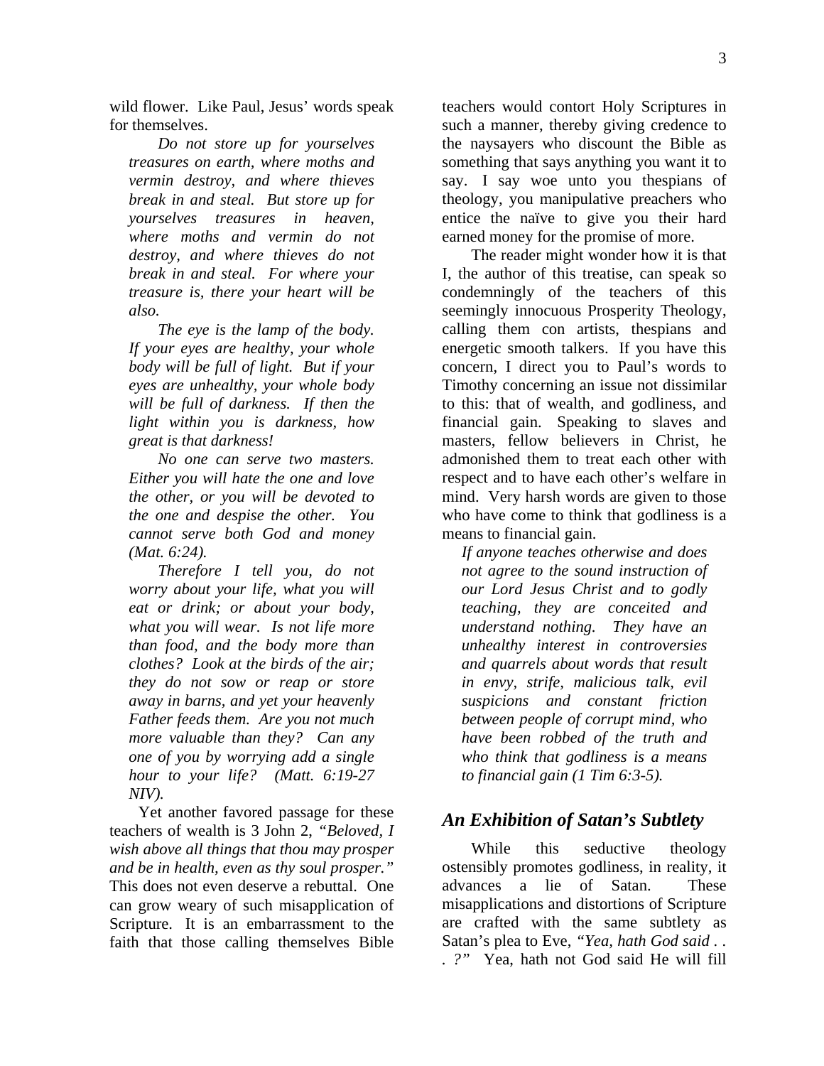wild flower. Like Paul, Jesus' words speak for themselves.

> *Do not store up for yourselves treasures on earth, where moths and vermin destroy, and where thieves break in and steal. But store up for yourselves treasures in heaven, where moths and vermin do not destroy, and where thieves do not break in and steal. For where your treasure is, there your heart will be also.*
>
> *The eye is the lamp of the body. If your eyes are healthy, your whole body will be full of light. But if your eyes are unhealthy, your whole body will be full of darkness. If then the light within you is darkness, how great is that darkness!*
>
> *No one can serve two masters. Either you will hate the one and love the other, or you will be devoted to the one and despise the other. You cannot serve both God and money (Mat. 6:24).*
>
> *Therefore I tell you, do not worry about your life, what you will eat or drink; or about your body, what you will wear. Is not life more than food, and the body more than clothes? Look at the birds of the air; they do not sow or reap or store away in barns, and yet your heavenly Father feeds them. Are you not much more valuable than they? Can any one of you by worrying add a single hour to your life? (Matt. 6:19-27 NIV).*

Yet another favored passage for these teachers of wealth is 3 John 2, *"Beloved, I wish above all things that thou may prosper and be in health, even as thy soul prosper."* This does not even deserve a rebuttal. One can grow weary of such misapplication of Scripture. It is an embarrassment to the faith that those calling themselves Bible teachers would contort Holy Scriptures in such a manner, thereby giving credence to the naysayers who discount the Bible as something that says anything you want it to say. I say woe unto you thespians of theology, you manipulative preachers who entice the naïve to give you their hard earned money for the promise of more.

The reader might wonder how it is that I, the author of this treatise, can speak so condemningly of the teachers of this seemingly innocuous Prosperity Theology, calling them con artists, thespians and energetic smooth talkers. If you have this concern, I direct you to Paul's words to Timothy concerning an issue not dissimilar to this: that of wealth, and godliness, and financial gain. Speaking to slaves and masters, fellow believers in Christ, he admonished them to treat each other with respect and to have each other's welfare in mind. Very harsh words are given to those who have come to think that godliness is a means to financial gain.

> *If anyone teaches otherwise and does not agree to the sound instruction of our Lord Jesus Christ and to godly teaching, they are conceited and understand nothing. They have an unhealthy interest in controversies and quarrels about words that result in envy, strife, malicious talk, evil suspicions and constant friction between people of corrupt mind, who have been robbed of the truth and who think that godliness is a means to financial gain (1 Tim 6:3-5).*

## An Exhibition of Satan's Subtlety

While this seductive theology ostensibly promotes godliness, in reality, it advances a lie of Satan. These misapplications and distortions of Scripture are crafted with the same subtlety as Satan's plea to Eve, *"Yea, hath God said . . . ?"* Yea, hath not God said He will fill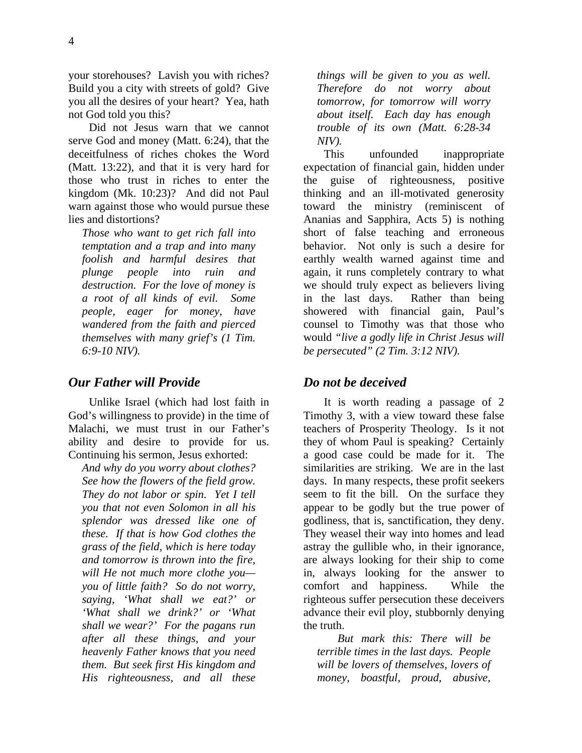your storehouses? Lavish you with riches? Build you a city with streets of gold? Give you all the desires of your heart? Yea, hath not God told you this?

Did not Jesus warn that we cannot serve God and money (Matt. 6:24), that the deceitfulness of riches chokes the Word (Matt. 13:22), and that it is very hard for those who trust in riches to enter the kingdom (Mk. 10:23)? And did not Paul warn against those who would pursue these lies and distortions?

> *Those who want to get rich fall into temptation and a trap and into many foolish and harmful desires that plunge people into ruin and destruction. For the love of money is a root of all kinds of evil. Some people, eager for money, have wandered from the faith and pierced themselves with many grief's (1 Tim. 6:9-10 NIV).*

## *Our Father will Provide*

Unlike Israel (which had lost faith in God's willingness to provide) in the time of Malachi, we must trust in our Father's ability and desire to provide for us. Continuing his sermon, Jesus exhorted:

> *And why do you worry about clothes? See how the flowers of the field grow. They do not labor or spin. Yet I tell you that not even Solomon in all his splendor was dressed like one of these. If that is how God clothes the grass of the field, which is here today and tomorrow is thrown into the fire, will He not much more clothe you—you of little faith? So do not worry, saying, 'What shall we eat?' or 'What shall we drink?' or 'What shall we wear?' For the pagans run after all these things, and your heavenly Father knows that you need them. But seek first His kingdom and His righteousness, and all these things will be given to you as well. Therefore do not worry about tomorrow, for tomorrow will worry about itself. Each day has enough trouble of its own (Matt. 6:28-34 NIV).*

This unfounded inappropriate expectation of financial gain, hidden under the guise of righteousness, positive thinking and an ill-motivated generosity toward the ministry (reminiscent of Ananias and Sapphira, Acts 5) is nothing short of false teaching and erroneous behavior. Not only is such a desire for earthly wealth warned against time and again, it runs completely contrary to what we should truly expect as believers living in the last days. Rather than being showered with financial gain, Paul's counsel to Timothy was that those who would *"live a godly life in Christ Jesus will be persecuted" (2 Tim. 3:12 NIV).*

## *Do not be deceived*

It is worth reading a passage of 2 Timothy 3, with a view toward these false teachers of Prosperity Theology. Is it not they of whom Paul is speaking? Certainly a good case could be made for it. The similarities are striking. We are in the last days. In many respects, these profit seekers seem to fit the bill. On the surface they appear to be godly but the true power of godliness, that is, sanctification, they deny. They weasel their way into homes and lead astray the gullible who, in their ignorance, are always looking for their ship to come in, always looking for the answer to comfort and happiness. While the righteous suffer persecution these deceivers advance their evil ploy, stubbornly denying the truth.

> *But mark this: There will be terrible times in the last days. People will be lovers of themselves, lovers of money, boastful, proud, abusive,*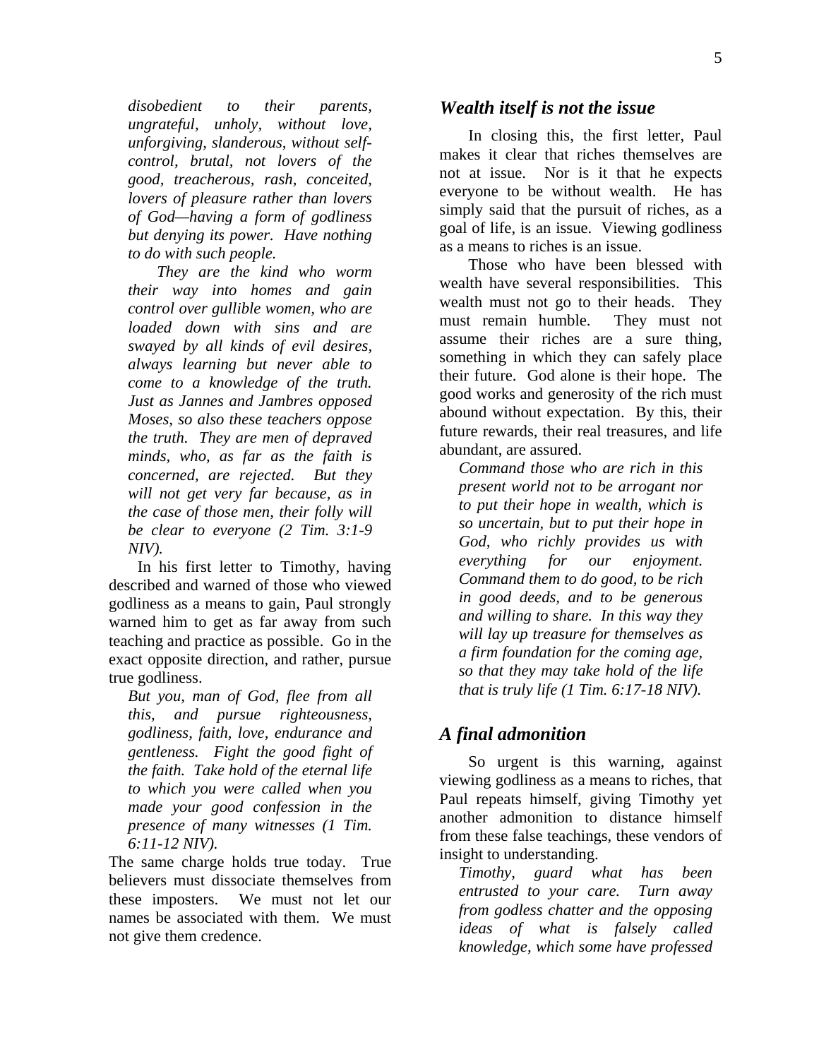*disobedient to their parents, ungrateful, unholy, without love, unforgiving, slanderous, without self-control, brutal, not lovers of the good, treacherous, rash, conceited, lovers of pleasure rather than lovers of God—having a form of godliness but denying its power. Have nothing to do with such people.*

*They are the kind who worm their way into homes and gain control over gullible women, who are loaded down with sins and are swayed by all kinds of evil desires, always learning but never able to come to a knowledge of the truth. Just as Jannes and Jambres opposed Moses, so also these teachers oppose the truth. They are men of depraved minds, who, as far as the faith is concerned, are rejected. But they will not get very far because, as in the case of those men, their folly will be clear to everyone (2 Tim. 3:1-9 NIV).*

In his first letter to Timothy, having described and warned of those who viewed godliness as a means to gain, Paul strongly warned him to get as far away from such teaching and practice as possible. Go in the exact opposite direction, and rather, pursue true godliness.

*But you, man of God, flee from all this, and pursue righteousness, godliness, faith, love, endurance and gentleness. Fight the good fight of the faith. Take hold of the eternal life to which you were called when you made your good confession in the presence of many witnesses (1 Tim. 6:11-12 NIV).*

The same charge holds true today. True believers must dissociate themselves from these imposters. We must not let our names be associated with them. We must not give them credence.

## *Wealth itself is not the issue*

In closing this, the first letter, Paul makes it clear that riches themselves are not at issue. Nor is it that he expects everyone to be without wealth. He has simply said that the pursuit of riches, as a goal of life, is an issue. Viewing godliness as a means to riches is an issue.

Those who have been blessed with wealth have several responsibilities. This wealth must not go to their heads. They must remain humble. They must not assume their riches are a sure thing, something in which they can safely place their future. God alone is their hope. The good works and generosity of the rich must abound without expectation. By this, their future rewards, their real treasures, and life abundant, are assured.

*Command those who are rich in this present world not to be arrogant nor to put their hope in wealth, which is so uncertain, but to put their hope in God, who richly provides us with everything for our enjoyment. Command them to do good, to be rich in good deeds, and to be generous and willing to share. In this way they will lay up treasure for themselves as a firm foundation for the coming age, so that they may take hold of the life that is truly life (1 Tim. 6:17-18 NIV).*

## *A final admonition*

So urgent is this warning, against viewing godliness as a means to riches, that Paul repeats himself, giving Timothy yet another admonition to distance himself from these false teachings, these vendors of insight to understanding.

*Timothy, guard what has been entrusted to your care. Turn away from godless chatter and the opposing ideas of what is falsely called knowledge, which some have professed*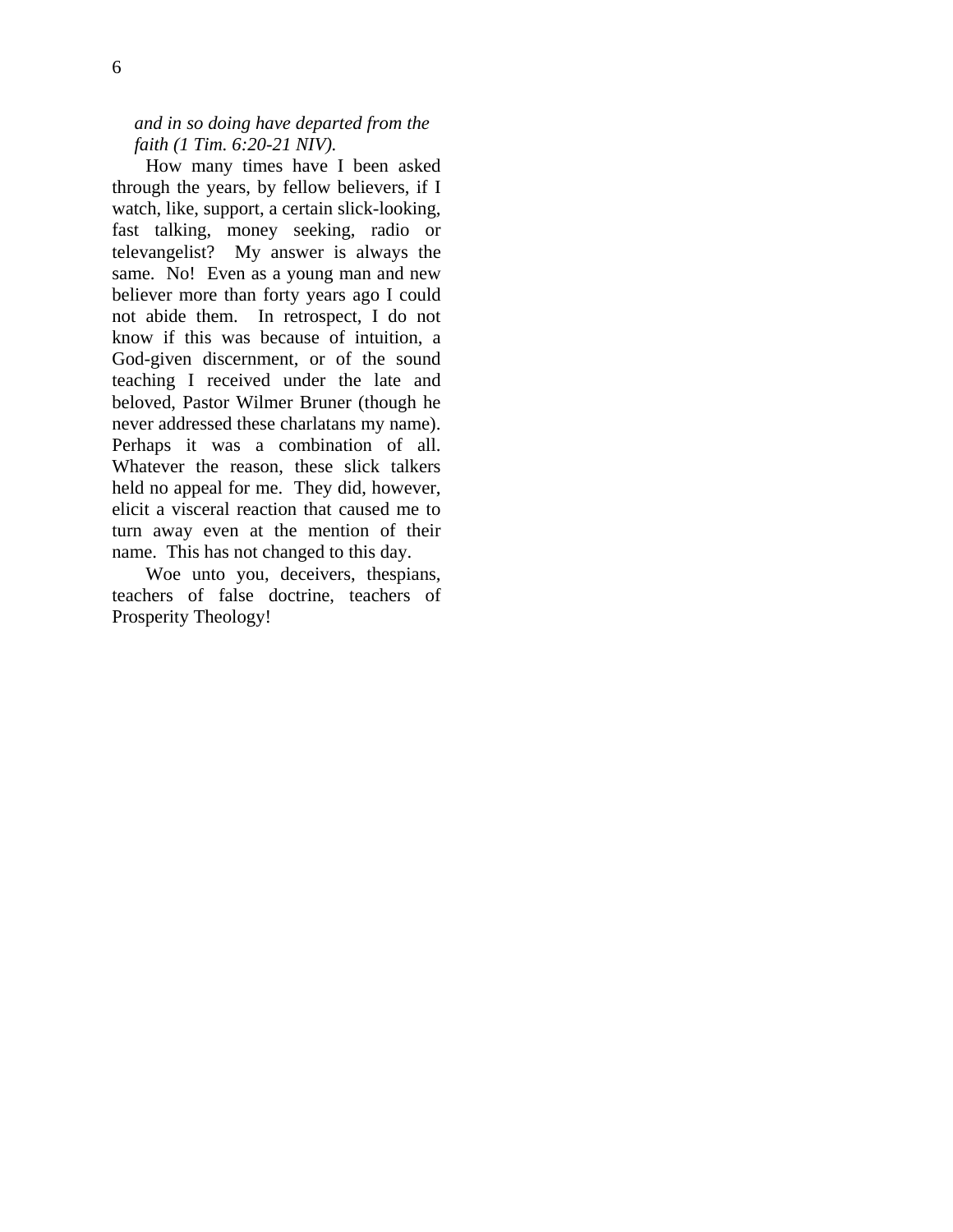*and in so doing have departed from the faith (1 Tim. 6:20-21 NIV).*

How many times have I been asked through the years, by fellow believers, if I watch, like, support, a certain slick-looking, fast talking, money seeking, radio or televangelist? My answer is always the same. No! Even as a young man and new believer more than forty years ago I could not abide them. In retrospect, I do not know if this was because of intuition, a God-given discernment, or of the sound teaching I received under the late and beloved, Pastor Wilmer Bruner (though he never addressed these charlatans my name). Perhaps it was a combination of all. Whatever the reason, these slick talkers held no appeal for me. They did, however, elicit a visceral reaction that caused me to turn away even at the mention of their name. This has not changed to this day.

Woe unto you, deceivers, thespians, teachers of false doctrine, teachers of Prosperity Theology!